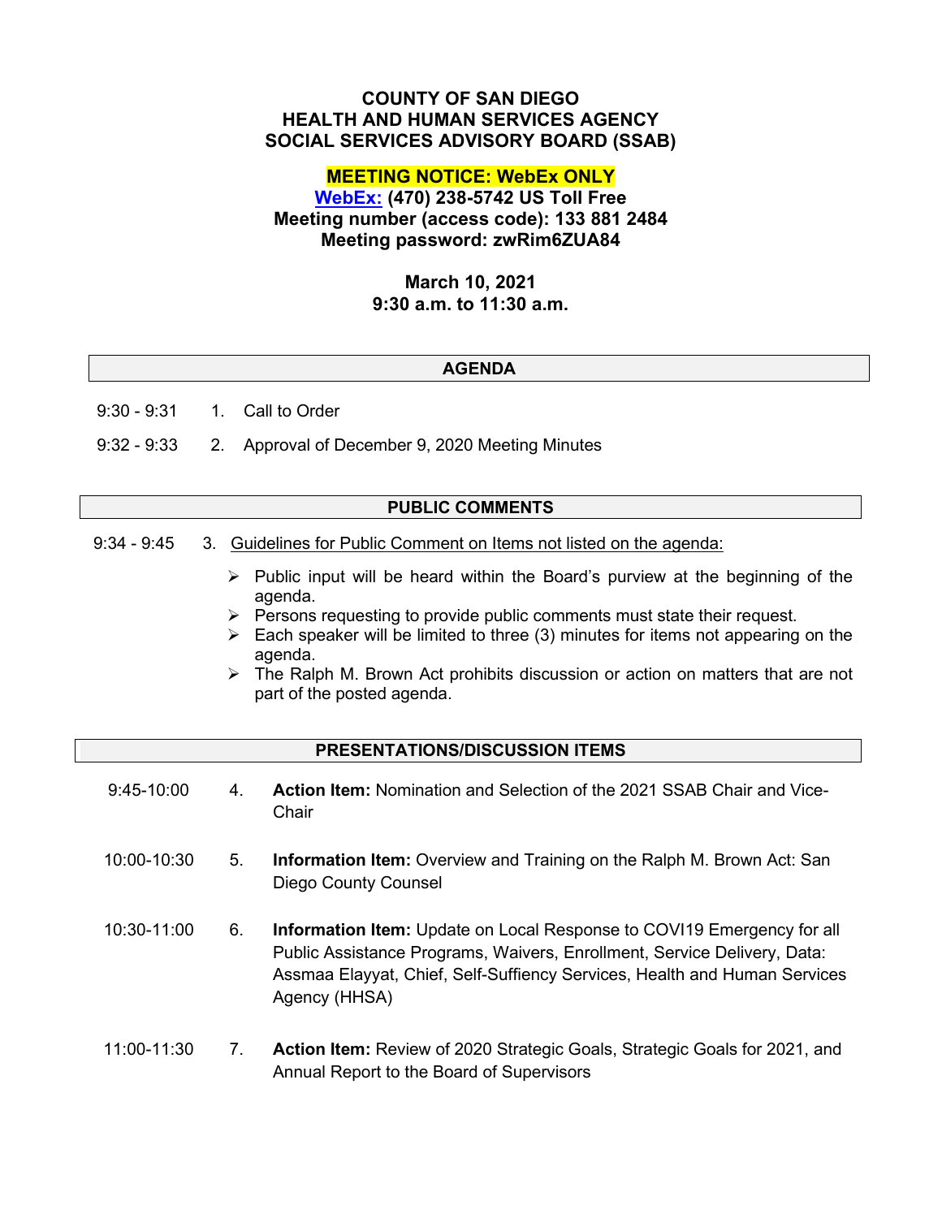# COUNTY OF SAN DIEGO
# HEALTH AND HUMAN SERVICES AGENCY
# SOCIAL SERVICES ADVISORY BOARD (SSAB)

**MEETING NOTICE: WebEx ONLY**

**WebEx: (470) 238-5742 US Toll Free**
**Meeting number (access code): 133 881 2484**
**Meeting password: zwRim6ZUA84**

**March 10, 2021**
**9:30 a.m. to 11:30 a.m.**

## AGENDA

9:30 - 9:31 1. Call to Order

9:32 - 9:33 2. Approval of December 9, 2020 Meeting Minutes

## PUBLIC COMMENTS

9:34 - 9:45 3. Guidelines for Public Comment on Items not listed on the agenda:

- Public input will be heard within the Board's purview at the beginning of the agenda.
- Persons requesting to provide public comments must state their request.
- Each speaker will be limited to three (3) minutes for items not appearing on the agenda.
- The Ralph M. Brown Act prohibits discussion or action on matters that are not part of the posted agenda.

## PRESENTATIONS/DISCUSSION ITEMS

9:45-10:00 4. **Action Item:** Nomination and Selection of the 2021 SSAB Chair and Vice-Chair

10:00-10:30 5. **Information Item:** Overview and Training on the Ralph M. Brown Act: San Diego County Counsel

10:30-11:00 6. **Information Item:** Update on Local Response to COVI19 Emergency for all Public Assistance Programs, Waivers, Enrollment, Service Delivery, Data: Assmaa Elayyat, Chief, Self-Suffiency Services, Health and Human Services Agency (HHSA)

11:00-11:30 7. **Action Item:** Review of 2020 Strategic Goals, Strategic Goals for 2021, and Annual Report to the Board of Supervisors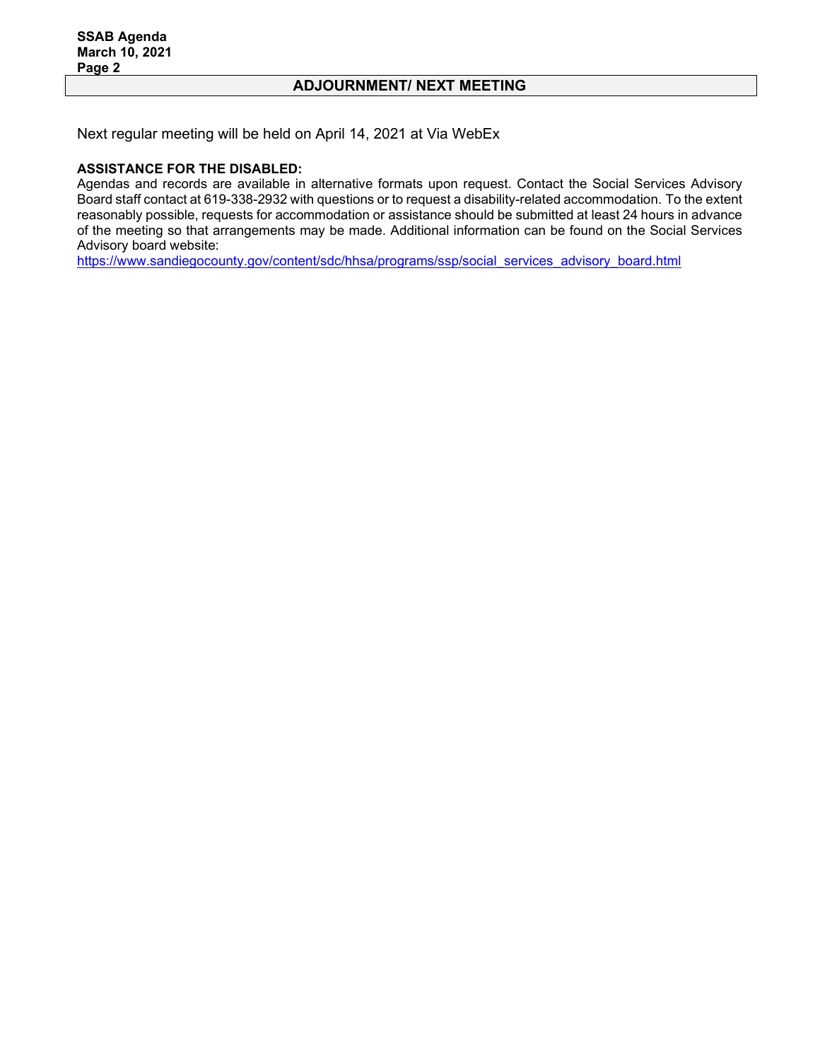## ADJOURNMENT/ NEXT MEETING

Next regular meeting will be held on April 14, 2021 at Via WebEx

**ASSISTANCE FOR THE DISABLED:**
Agendas and records are available in alternative formats upon request. Contact the Social Services Advisory Board staff contact at 619-338-2932 with questions or to request a disability-related accommodation. To the extent reasonably possible, requests for accommodation or assistance should be submitted at least 24 hours in advance of the meeting so that arrangements may be made. Additional information can be found on the Social Services Advisory board website:
https://www.sandiegocounty.gov/content/sdc/hhsa/programs/ssp/social_services_advisory_board.html